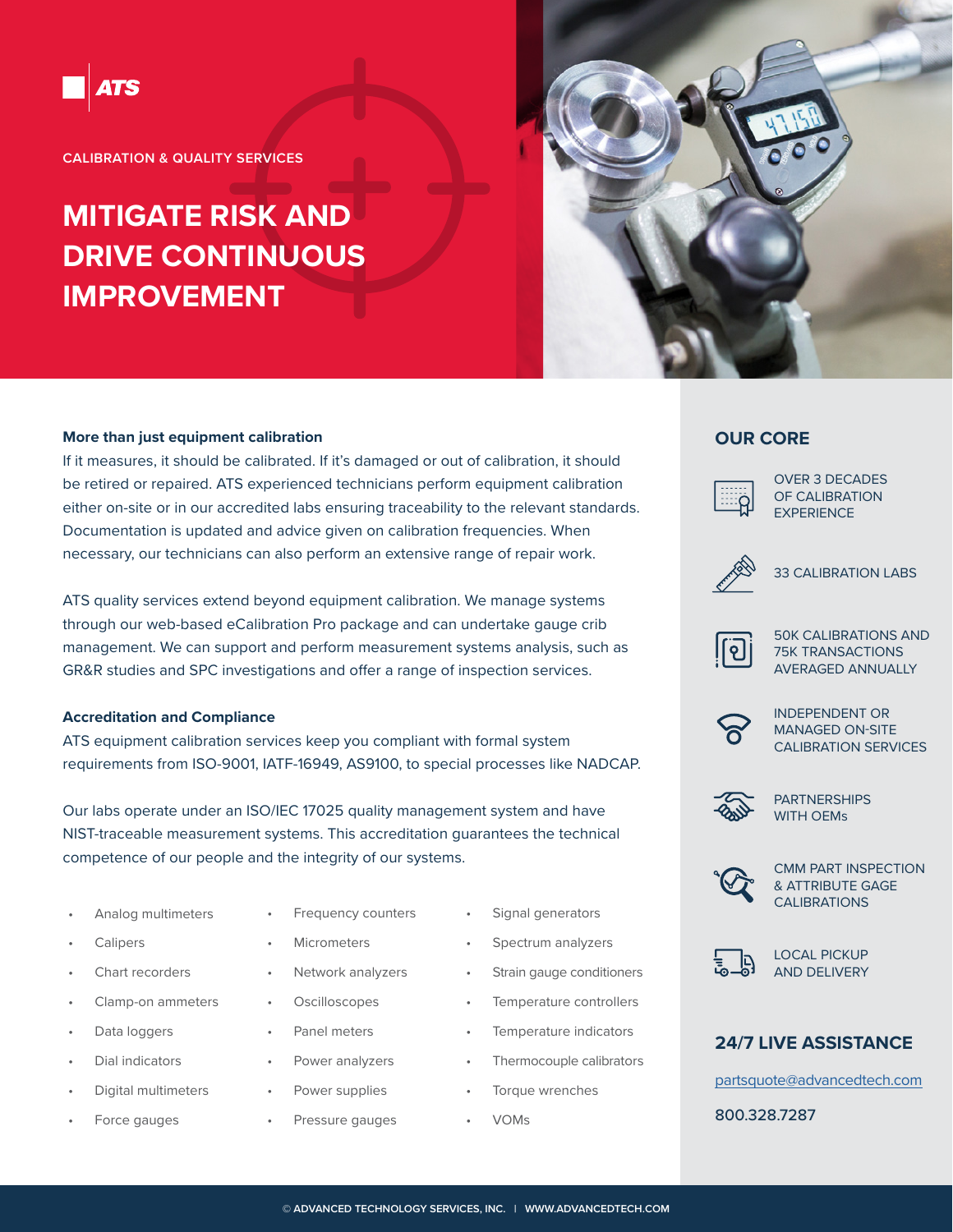ATS

CALIBRATION & QUALITY SERVICES

# MITIGATE RISK AND DRIVE CONTINUOUS IMPROVEMENT

**More than just equipment calibration**

If it measures, it should be calibrated. If it's damaged or out of calibration, it should be retired or repaired. ATS experienced technicians perform equipment calibration either on-site or in our accredited labs ensuring traceability to the relevant standards. Documentation is updated and advice given on calibration frequencies. When necessary, our technicians can also perform an extensive range of repair work.

ATS quality services extend beyond equipment calibration. We manage systems through our web-based eCalibration Pro package and can undertake gauge crib management. We can support and perform measurement systems analysis, such as GR&R studies and SPC investigations and offer a range of inspection services.

**Accreditation and Compliance**

ATS equipment calibration services keep you compliant with formal system requirements from ISO-9001, IATF-16949, AS9100, to special processes like NADCAP.

Our labs operate under an ISO/IEC 17025 quality management system and have NIST-traceable measurement systems. This accreditation guarantees the technical competence of our people and the integrity of our systems.

- Analog multimeters
- Calipers
- Chart recorders
- Clamp-on ammeters
- Data loggers
- Dial indicators
- Digital multimeters
- Force gauges
- Frequency counters
- Micrometers
- Network analyzers
- Oscilloscopes
- Panel meters
- Power analyzers
- Power supplies
- Pressure gauges
- Signal generators
- Spectrum analyzers
- Strain gauge conditioners
- Temperature controllers
- Temperature indicators
- Thermocouple calibrators
- Torque wrenches
- VOMs

## OUR CORE

- OVER 3 DECADES OF CALIBRATION EXPERIENCE
- 33 CALIBRATION LABS
- 50K CALIBRATIONS AND 75K TRANSACTIONS AVERAGED ANNUALLY
- INDEPENDENT OR MANAGED ON-SITE CALIBRATION SERVICES
- PARTNERSHIPS WITH OEMs
- CMM PART INSPECTION & ATTRIBUTE GAGE CALIBRATIONS
- LOCAL PICKUP AND DELIVERY

## 24/7 LIVE ASSISTANCE

partsquote@advancedtech.com

800.328.7287

© ADVANCED TECHNOLOGY SERVICES, INC. | WWW.ADVANCEDTECH.COM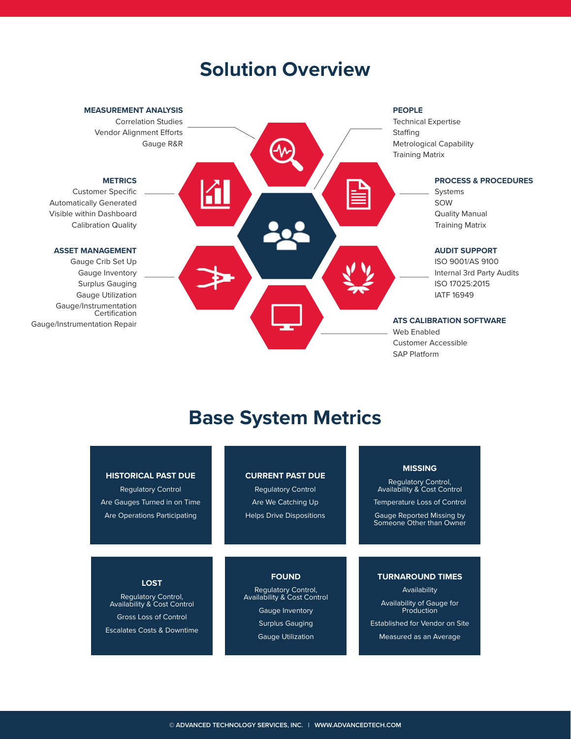# Solution Overview

### MEASUREMENT ANALYSIS
- Correlation Studies
- Vendor Alignment Efforts
- Gauge R&R

### METRICS
- Customer Specific
- Automatically Generated
- Visible within Dashboard
- Calibration Quality

### ASSET MANAGEMENT
- Gauge Crib Set Up
- Gauge Inventory
- Surplus Gauging
- Gauge Utilization
- Gauge/Instrumentation Certification
- Gauge/Instrumentation Repair

### PEOPLE
- Technical Expertise
- Staffing
- Metrological Capability
- Training Matrix

### PROCESS & PROCEDURES
- Systems
- SOW
- Quality Manual
- Training Matrix

### AUDIT SUPPORT
- ISO 9001/AS 9100
- Internal 3rd Party Audits
- ISO 17025:2015
- IATF 16949

### ATS CALIBRATION SOFTWARE
- Web Enabled
- Customer Accessible
- SAP Platform

# Base System Metrics

### HISTORICAL PAST DUE
- Regulatory Control
- Are Gauges Turned in on Time
- Are Operations Participating

### CURRENT PAST DUE
- Regulatory Control
- Are We Catching Up
- Helps Drive Dispositions

### MISSING
- Regulatory Control, Availability & Cost Control
- Temperature Loss of Control
- Gauge Reported Missing by Someone Other than Owner

### LOST
- Regulatory Control, Availability & Cost Control
- Gross Loss of Control
- Escalates Costs & Downtime

### FOUND
- Regulatory Control, Availability & Cost Control
- Gauge Inventory
- Surplus Gauging
- Gauge Utilization

### TURNAROUND TIMES
- Availability
- Availability of Gauge for Production
- Established for Vendor on Site
- Measured as an Average

© ADVANCED TECHNOLOGY SERVICES, INC. | WWW.ADVANCEDTECH.COM